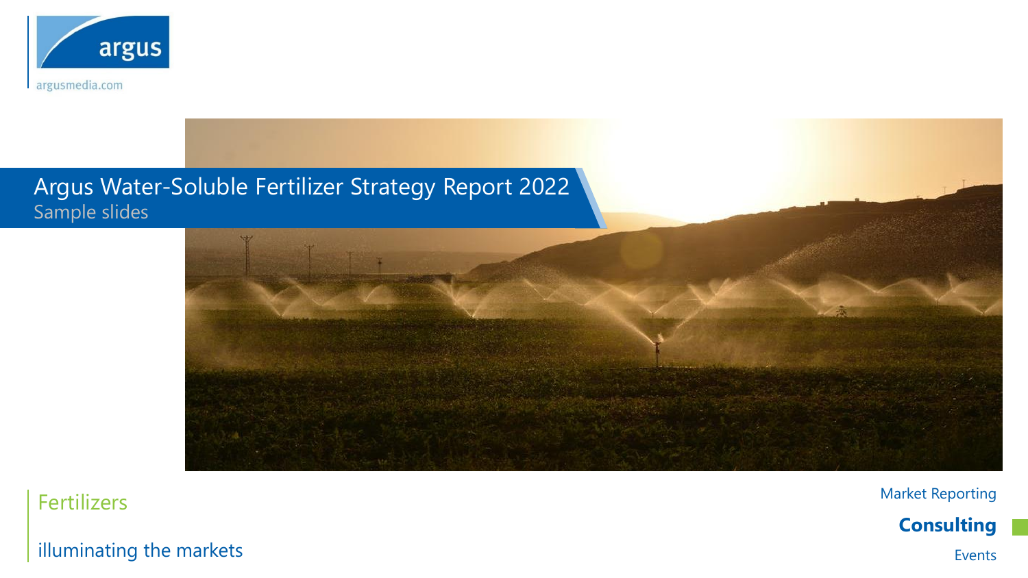argus

argusmedia.com

# Argus Water-Soluble Fertilizer Strategy Report 2022

Sample slides

Fertilizers

illuminating the markets

Market Reporting

**Consulting**

Events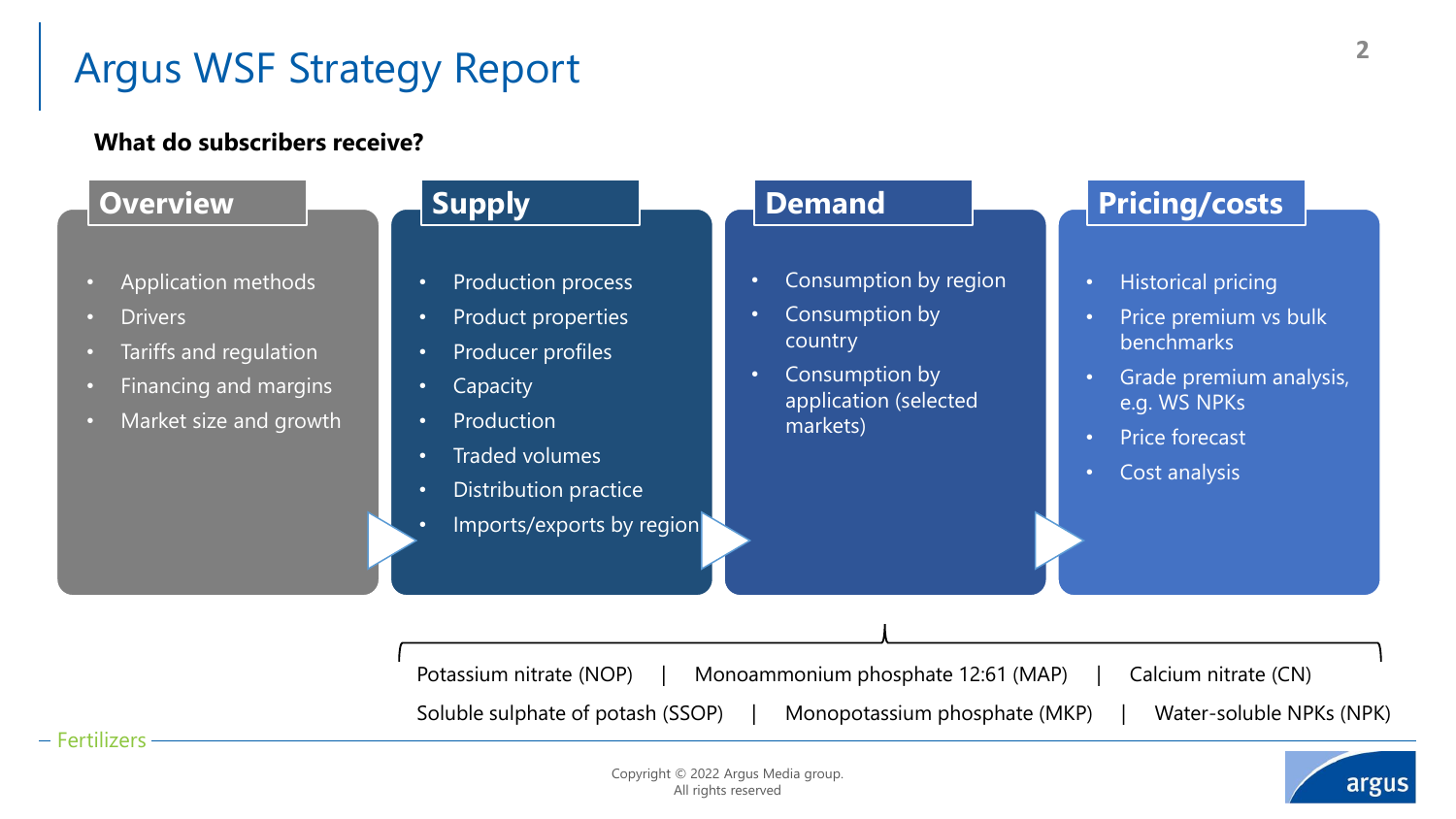# Argus WSF Strategy Report

**What do subscribers receive?**

## Overview

- Application methods
- Drivers
- Tariffs and regulation
- Financing and margins
- Market size and growth

## Supply

- Production process
- Product properties
- Producer profiles
- Capacity
- Production
- Traded volumes
- Distribution practice
- Imports/exports by region

## Demand

- Consumption by region
- Consumption by country
- Consumption by application (selected markets)

## Pricing/costs

- Historical pricing
- Price premium vs bulk benchmarks
- Grade premium analysis, e.g. WS NPKs
- Price forecast
- Cost analysis

Potassium nitrate (NOP) | Monoammonium phosphate 12:61 (MAP) | Calcium nitrate (CN)

Soluble sulphate of potash (SSOP) | Monopotassium phosphate (MKP) | Water-soluble NPKs (NPK)

Fertilizers

Copyright © 2022 Argus Media group.
All rights reserved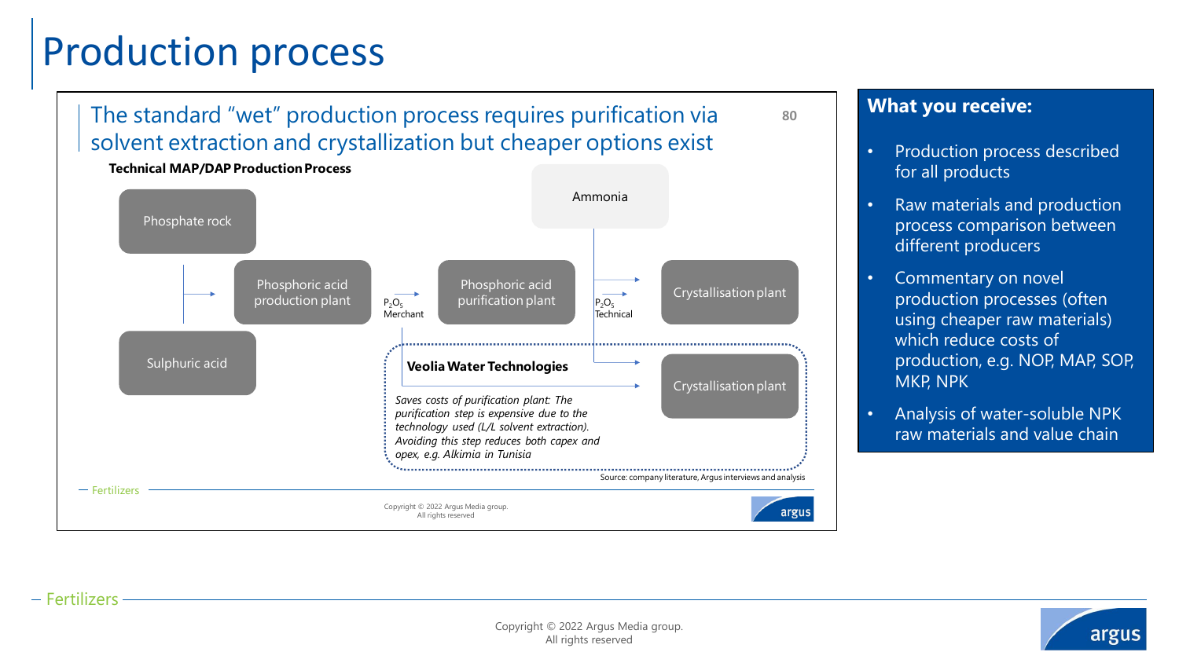# Production process

## The standard "wet" production process requires purification via solvent extraction and crystallization but cheaper options exist

**Technical MAP/DAP Production Process**

Phosphate rock

Sulphuric acid

Phosphoric acid production plant

$P_2O_5$ Merchant

Phosphoric acid purification plant

Ammonia

$P_2O_5$ Technical

Crystallisation plant

**Veolia Water Technologies**

*Saves costs of purification plant: The purification step is expensive due to the technology used (L/L solvent extraction). Avoiding this step reduces both capex and opex, e.g. Alkimia in Tunisia*

Crystallisation plant

Source: company literature, Argus interviews and analysis

### What you receive:

- Production process described for all products
- Raw materials and production process comparison between different producers
- Commentary on novel production processes (often using cheaper raw materials) which reduce costs of production, e.g. NOP, MAP, SOP, MKP, NPK
- Analysis of water-soluble NPK raw materials and value chain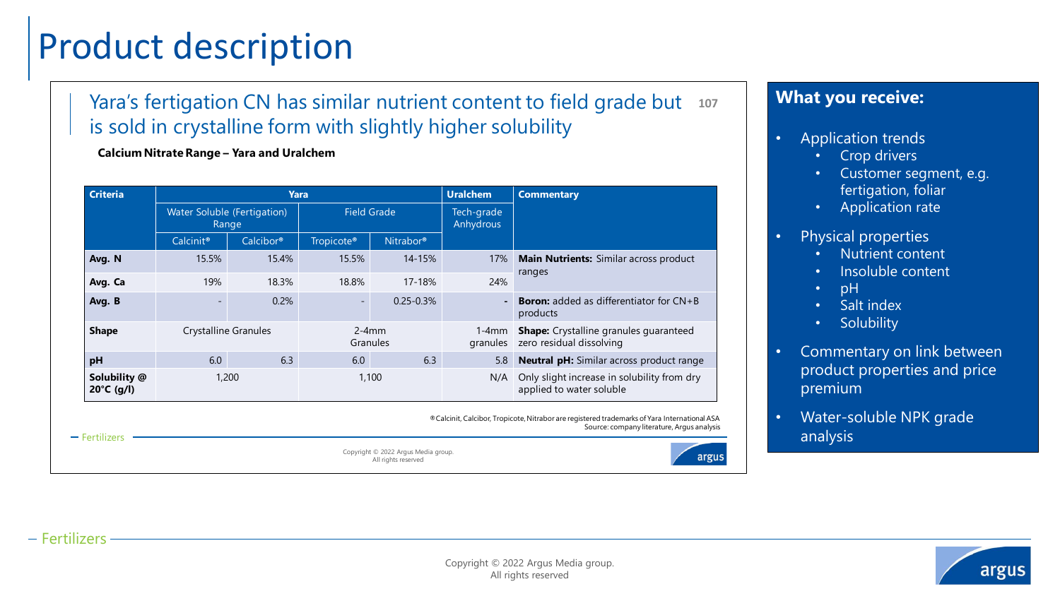# Product description

## Yara's fertigation CN has similar nutrient content to field grade but is sold in crystalline form with slightly higher solubility

**Calcium Nitrate Range – Yara and Uralchem**

| Criteria | Yara | | | | Uralchem | Commentary |
|---|---|---|---|---|---|---|
| | Water Soluble (Fertigation) Range | | Field Grade | | Tech-grade Anhydrous | |
| | Calcinit® | Calcibor® | Tropicote® | Nitrabor® | | |
| **Avg. N** | 15.5% | 15.4% | 15.5% | 14-15% | 17% | **Main Nutrients:** Similar across product ranges |
| **Avg. Ca** | 19% | 18.3% | 18.8% | 17-18% | 24% | |
| **Avg. B** | - | 0.2% | - | 0.25-0.3% | - | **Boron:** added as differentiator for CN+B products |
| **Shape** | Crystalline Granules | | 2-4mm Granules | | 1-4mm granules | **Shape:** Crystalline granules guaranteed zero residual dissolving |
| **pH** | 6.0 | 6.3 | 6.0 | 6.3 | 5.8 | **Neutral pH:** Similar across product range |
| **Solubility @ 20°C (g/l)** | 1,200 | | 1,100 | | N/A | Only slight increase in solubility from dry applied to water soluble |

® Calcinit, Calcibor, Tropicote, Nitrabor are registered trademarks of Yara International ASA
Source: company literature, Argus analysis

### What you receive:

- Application trends
  - Crop drivers
  - Customer segment, e.g. fertigation, foliar
  - Application rate
- Physical properties
  - Nutrient content
  - Insoluble content
  - pH
  - Salt index
  - Solubility
- Commentary on link between product properties and price premium
- Water-soluble NPK grade analysis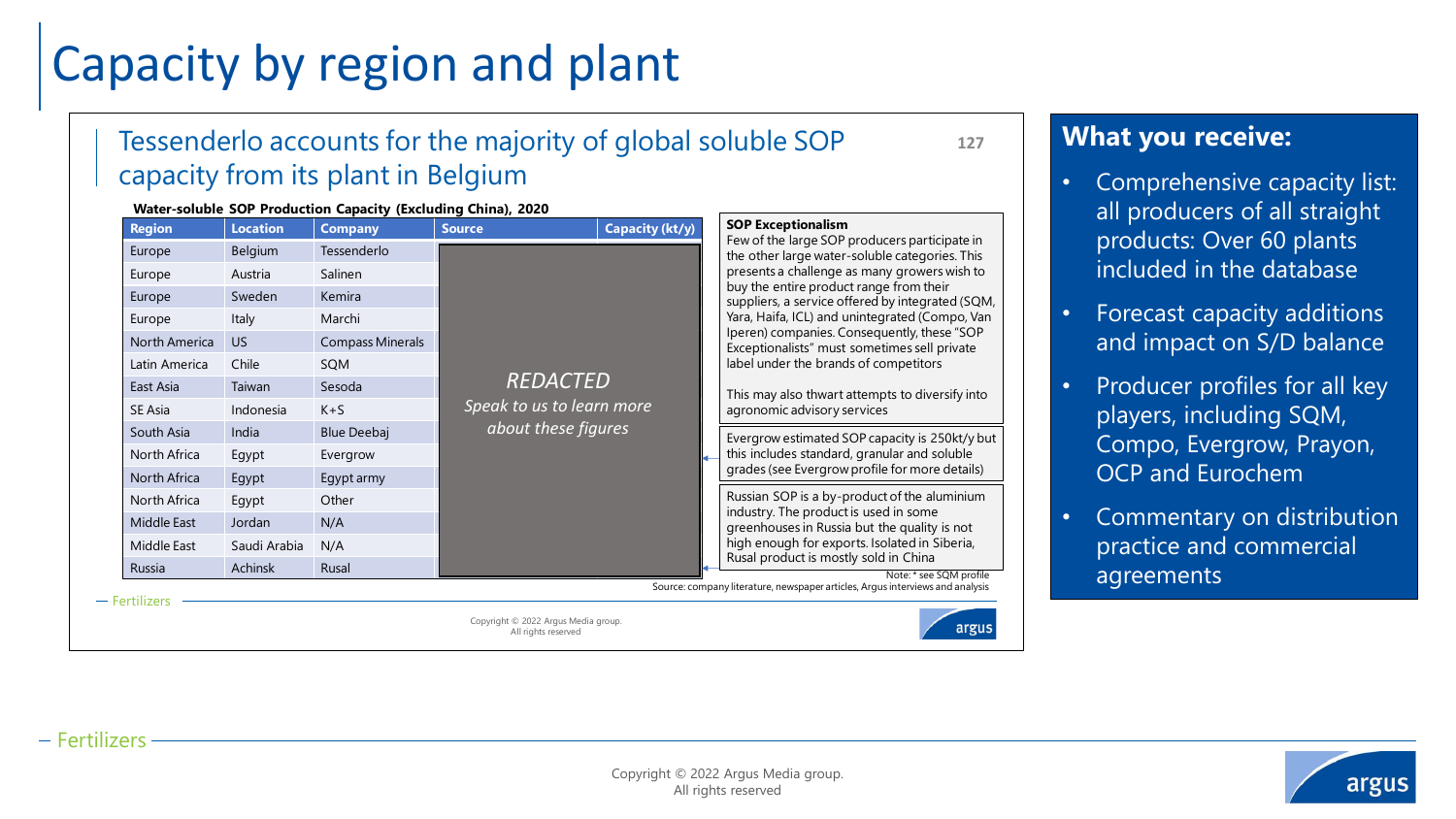# Capacity by region and plant

## Tessenderlo accounts for the majority of global soluble SOP capacity from its plant in Belgium

**Water-soluble SOP Production Capacity (Excluding China), 2020**

| Region | Location | Company | Source | Capacity (kt/y) |
|---|---|---|---|---|
| Europe | Belgium | Tessenderlo | | |
| Europe | Austria | Salinen | | |
| Europe | Sweden | Kemira | | |
| Europe | Italy | Marchi | | |
| North America | US | Compass Minerals | | |
| Latin America | Chile | SQM | | |
| East Asia | Taiwan | Sesoda | | |
| SE Asia | Indonesia | K+S | | |
| South Asia | India | Blue Deebaj | | |
| North Africa | Egypt | Evergrow | | |
| North Africa | Egypt | Egypt army | | |
| North Africa | Egypt | Other | | |
| Middle East | Jordan | N/A | | |
| Middle East | Saudi Arabia | N/A | | |
| Russia | Achinsk | Rusal | | |

*REDACTED*
*Speak to us to learn more about these figures*

**SOP Exceptionalism**
Few of the large SOP producers participate in the other large water-soluble categories. This presents a challenge as many growers wish to buy the entire product range from their suppliers, a service offered by integrated (SQM, Yara, Haifa, ICL) and unintegrated (Compo, Van Iperen) companies. Consequently, these "SOP Exceptionalists" must sometimes sell private label under the brands of competitors

This may also thwart attempts to diversify into agronomic advisory services

Evergrow estimated SOP capacity is 250kt/y but this includes standard, granular and soluble grades (see Evergrow profile for more details)

Russian SOP is a by-product of the aluminium industry. The product is used in some greenhouses in Russia but the quality is not high enough for exports. Isolated in Siberia, Rusal product is mostly sold in China

Note: * see SQM profile

Source: company literature, newspaper articles, Argus interviews and analysis

### What you receive:

- Comprehensive capacity list: all producers of all straight products: Over 60 plants included in the database
- Forecast capacity additions and impact on S/D balance
- Producer profiles for all key players, including SQM, Compo, Evergrow, Prayon, OCP and Eurochem
- Commentary on distribution practice and commercial agreements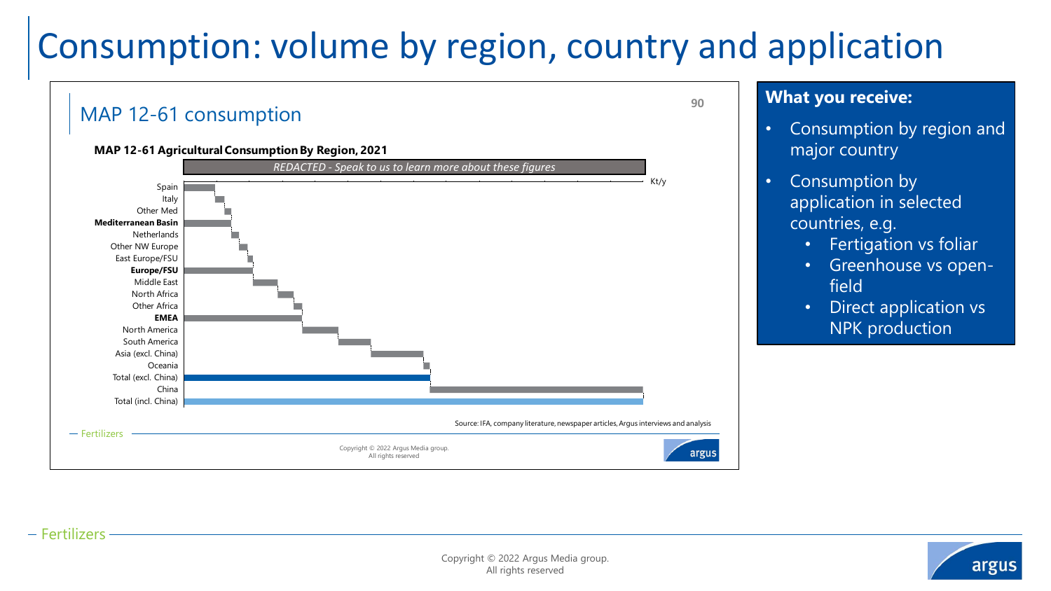# Consumption: volume by region, country and application

## MAP 12-61 consumption

**MAP 12-61 Agricultural Consumption By Region, 2021**

*REDACTED - Speak to us to learn more about these figures*

Kt/y

Spain
Italy
Other Med
**Mediterranean Basin**
Netherlands
Other NW Europe
East Europe/FSU
**Europe/FSU**
Middle East
North Africa
Other Africa
**EMEA**
North America
South America
Asia (excl. China)
Oceania
Total (excl. China)
China
Total (incl. China)

Source: IFA, company literature, newspaper articles, Argus interviews and analysis

**What you receive:**

- Consumption by region and major country
- Consumption by application in selected countries, e.g.
  - Fertigation vs foliar
  - Greenhouse vs open-field
  - Direct application vs NPK production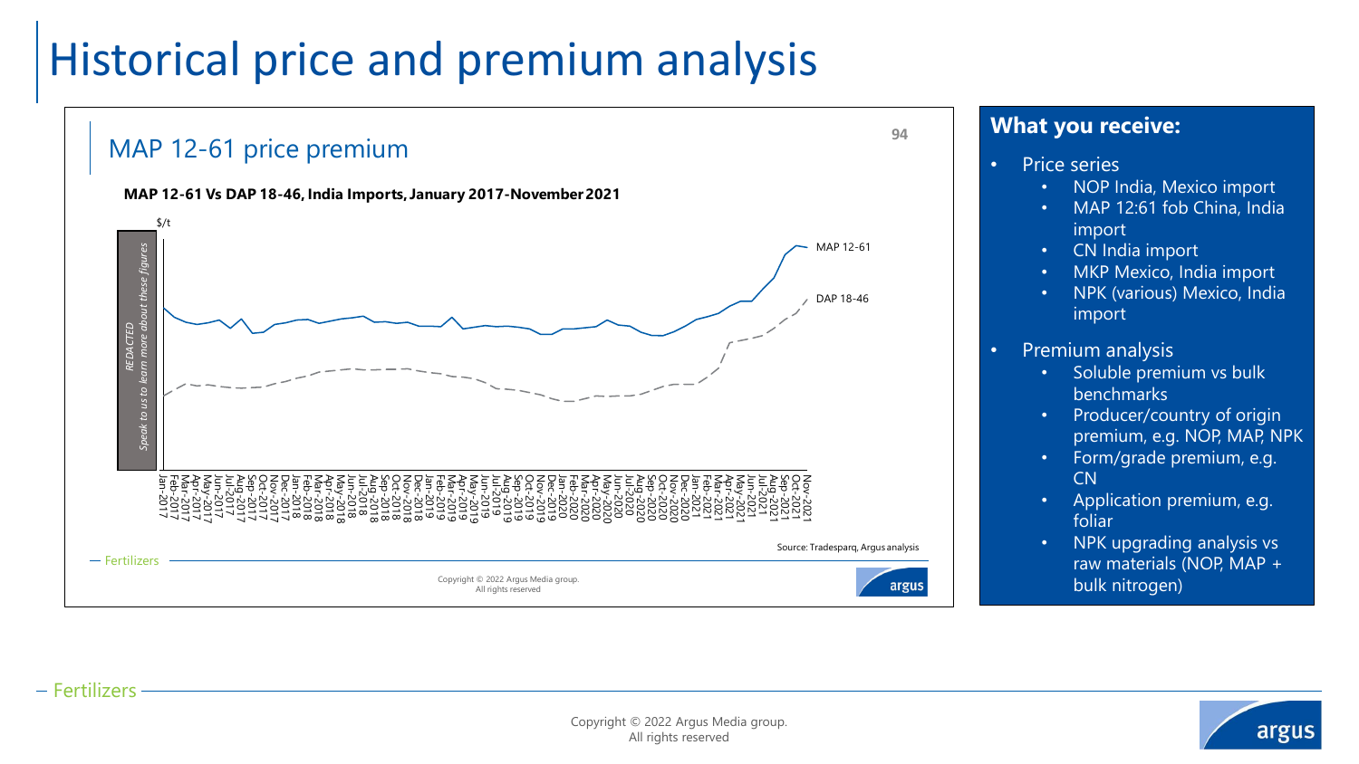# Historical price and premium analysis

## MAP 12-61 price premium

**MAP 12-61 Vs DAP 18-46, India Imports, January 2017-November 2021**

$/t

*REDACTED*
*Speak to us to learn more about these figures*

MAP 12-61

DAP 18-46

Jan-2017 Feb-2017 Mar-2017 Apr-2017 May-2017 Jun-2017 Jul-2017 Aug-2017 Sep-2017 Oct-2017 Nov-2017 Dec-2017 Jan-2018 Feb-2018 Mar-2018 Apr-2018 May-2018 Jun-2018 Jul-2018 Aug-2018 Sep-2018 Oct-2018 Nov-2018 Dec-2018 Jan-2019 Feb-2019 Mar-2019 Apr-2019 May-2019 Jun-2019 Jul-2019 Aug-2019 Sep-2019 Oct-2019 Nov-2019 Dec-2019 Jan-2020 Feb-2020 Mar-2020 Apr-2020 May-2020 Jun-2020 Jul-2020 Aug-2020 Sep-2020 Oct-2020 Nov-2020 Dec-2020 Jan-2021 Feb-2021 Mar-2021 Apr-2021 May-2021 Jun-2021 Jul-2021 Aug-2021 Sep-2021 Oct-2021 Nov-2021

Source: Tradesparq, Argus analysis

**What you receive:**

- Price series
  - NOP India, Mexico import
  - MAP 12:61 fob China, India import
  - CN India import
  - MKP Mexico, India import
  - NPK (various) Mexico, India import
- Premium analysis
  - Soluble premium vs bulk benchmarks
  - Producer/country of origin premium, e.g. NOP, MAP, NPK
  - Form/grade premium, e.g. CN
  - Application premium, e.g. foliar
  - NPK upgrading analysis vs raw materials (NOP, MAP + bulk nitrogen)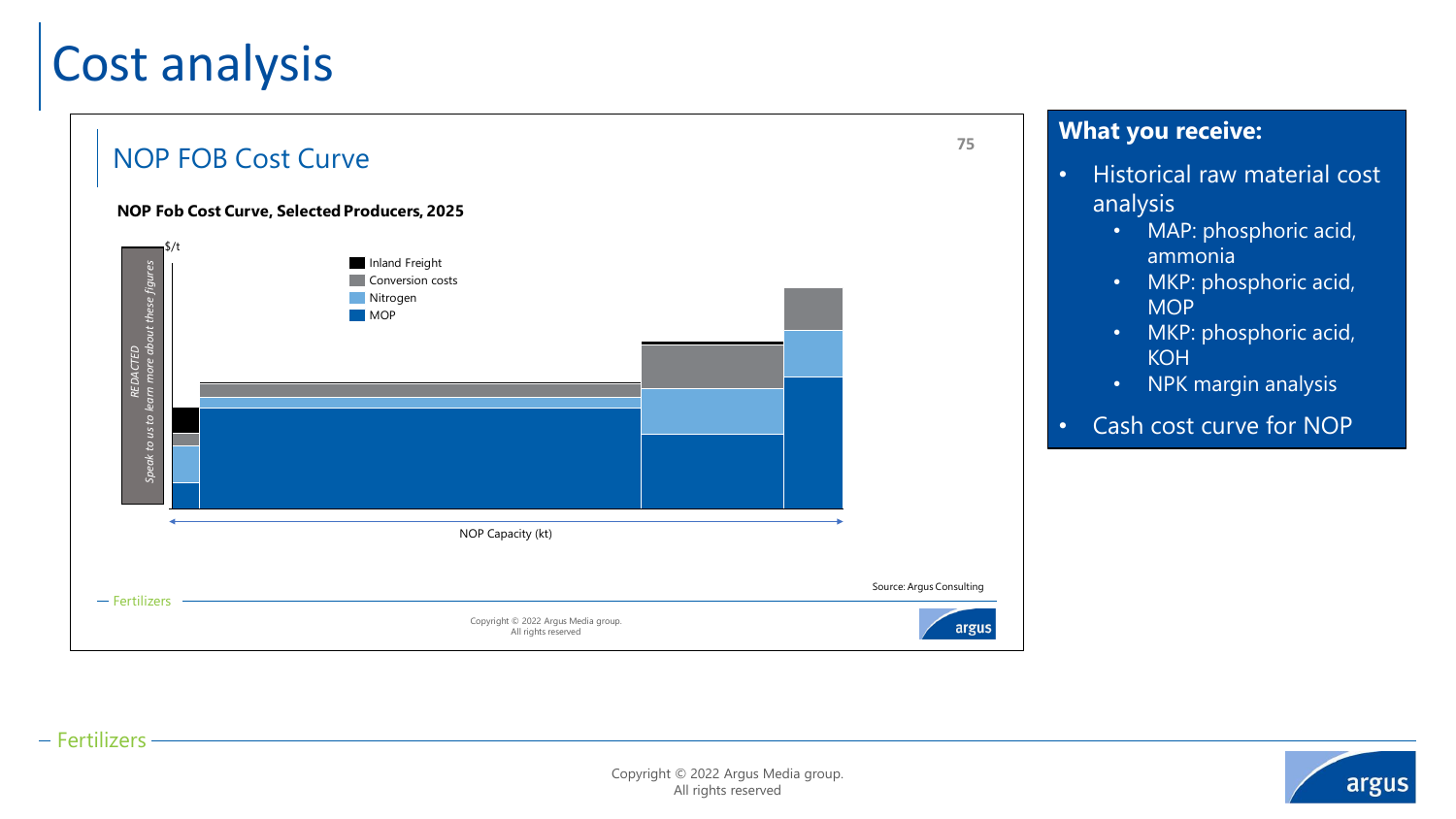# Cost analysis

## NOP FOB Cost Curve

**NOP Fob Cost Curve, Selected Producers, 2025**

$/t

Inland Freight

Conversion costs

Nitrogen

MOP

*REDACTED*

*Speak to us to learn more about these figures*

NOP Capacity (kt)

Source: Argus Consulting

### What you receive:

- Historical raw material cost analysis
  - MAP: phosphoric acid, ammonia
  - MKP: phosphoric acid, MOP
  - MKP: phosphoric acid, KOH
  - NPK margin analysis
- Cash cost curve for NOP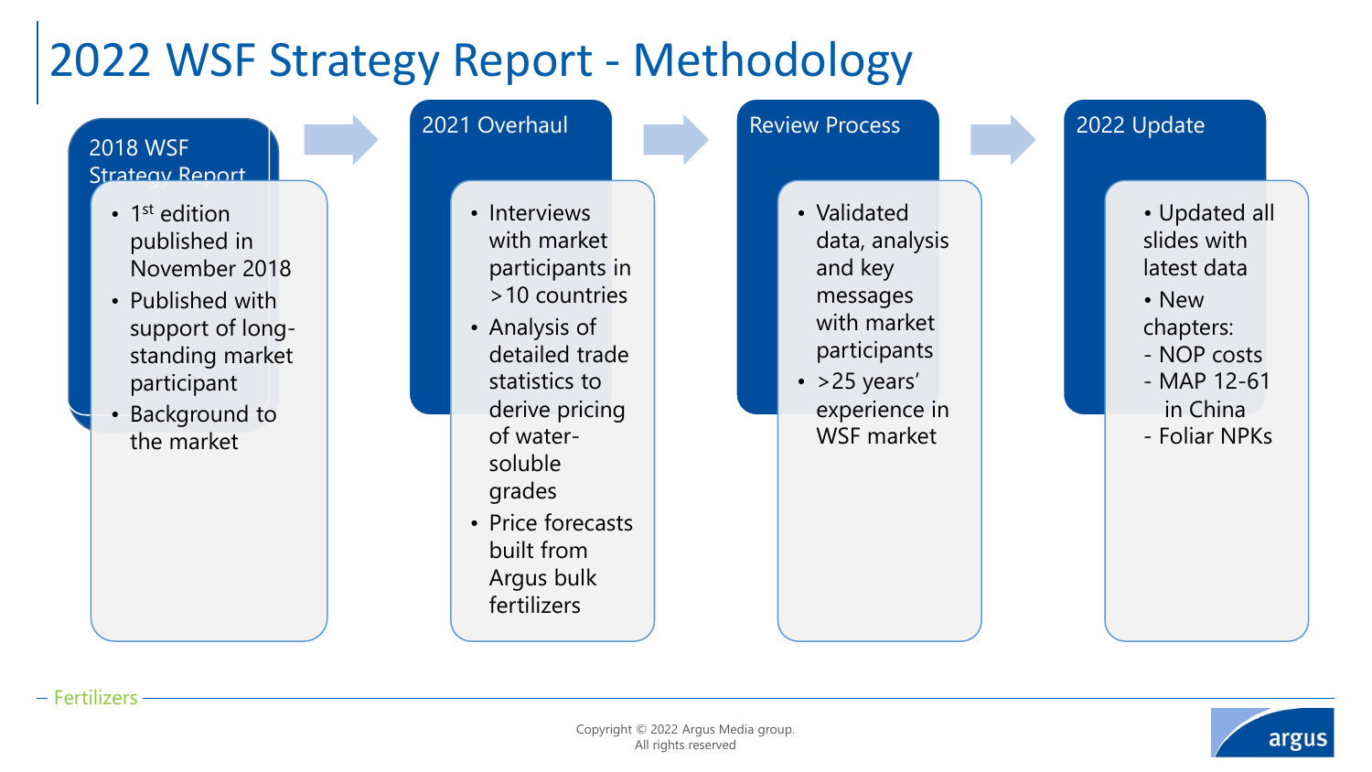# 2022 WSF Strategy Report - Methodology

## 2018 WSF Strategy Report

- 1st edition published in November 2018
- Published with support of long-standing market participant
- Background to the market

## 2021 Overhaul

- Interviews with market participants in >10 countries
- Analysis of detailed trade statistics to derive pricing of water-soluble grades
- Price forecasts built from Argus bulk fertilizers

## Review Process

- Validated data, analysis and key messages with market participants
- >25 years' experience in WSF market

## 2022 Update

- Updated all slides with latest data
- New chapters:
  - NOP costs
  - MAP 12-61 in China
  - Foliar NPKs

Fertilizers

Copyright © 2022 Argus Media group. All rights reserved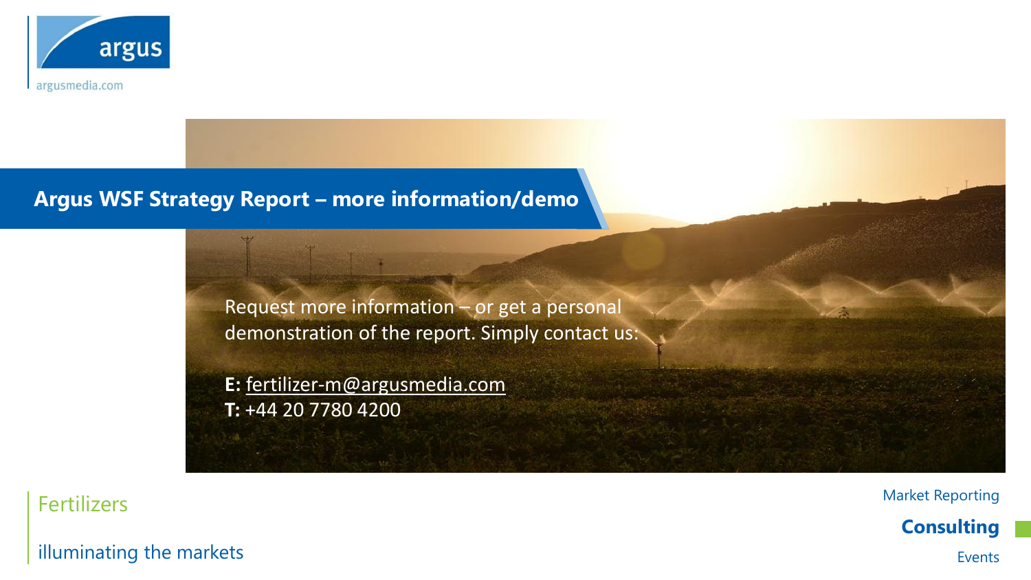argus

argusmedia.com

## Argus WSF Strategy Report – more information/demo

Request more information – or get a personal demonstration of the report. Simply contact us:

**E:** fertilizer-m@argusmedia.com
**T:** +44 20 7780 4200

Fertilizers

illuminating the markets

Market Reporting

**Consulting**

Events